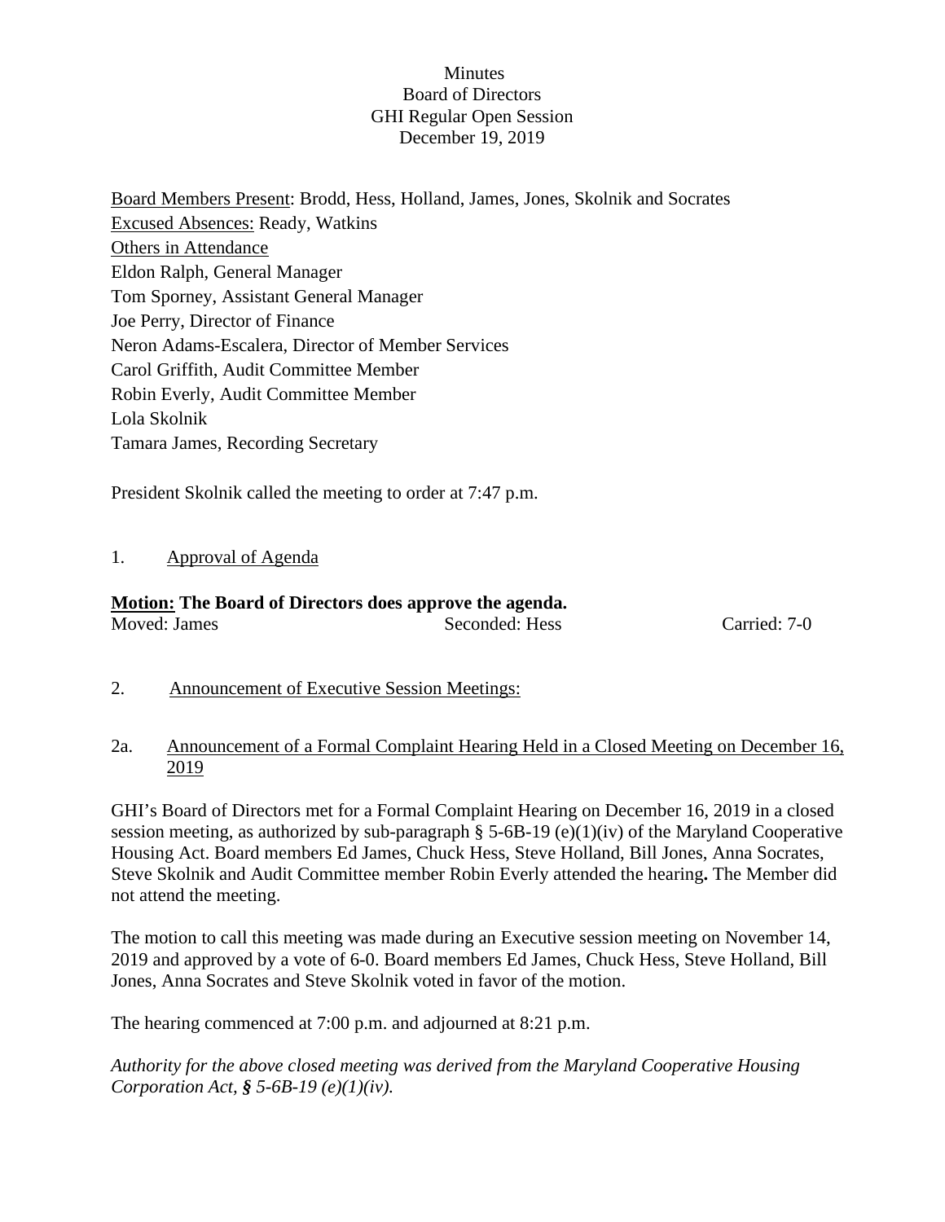Minutes
Board of Directors
GHI Regular Open Session
December 19, 2019

Board Members Present: Brodd, Hess, Holland, James, Jones, Skolnik and Socrates
Excused Absences: Ready, Watkins
Others in Attendance
Eldon Ralph, General Manager
Tom Sporney, Assistant General Manager
Joe Perry, Director of Finance
Neron Adams-Escalera, Director of Member Services
Carol Griffith, Audit Committee Member
Robin Everly, Audit Committee Member
Lola Skolnik
Tamara James, Recording Secretary

President Skolnik called the meeting to order at 7:47 p.m.

1. Approval of Agenda

**Motion: The Board of Directors does approve the agenda.**
Moved: James Seconded: Hess Carried: 7-0

2. Announcement of Executive Session Meetings:

2a. Announcement of a Formal Complaint Hearing Held in a Closed Meeting on December 16, 2019

GHI's Board of Directors met for a Formal Complaint Hearing on December 16, 2019 in a closed session meeting, as authorized by sub-paragraph § 5-6B-19 (e)(1)(iv) of the Maryland Cooperative Housing Act. Board members Ed James, Chuck Hess, Steve Holland, Bill Jones, Anna Socrates, Steve Skolnik and Audit Committee member Robin Everly attended the hearing**.** The Member did not attend the meeting.

The motion to call this meeting was made during an Executive session meeting on November 14, 2019 and approved by a vote of 6-0. Board members Ed James, Chuck Hess, Steve Holland, Bill Jones, Anna Socrates and Steve Skolnik voted in favor of the motion.

The hearing commenced at 7:00 p.m. and adjourned at 8:21 p.m.

*Authority for the above closed meeting was derived from the Maryland Cooperative Housing Corporation Act, § 5-6B-19 (e)(1)(iv).*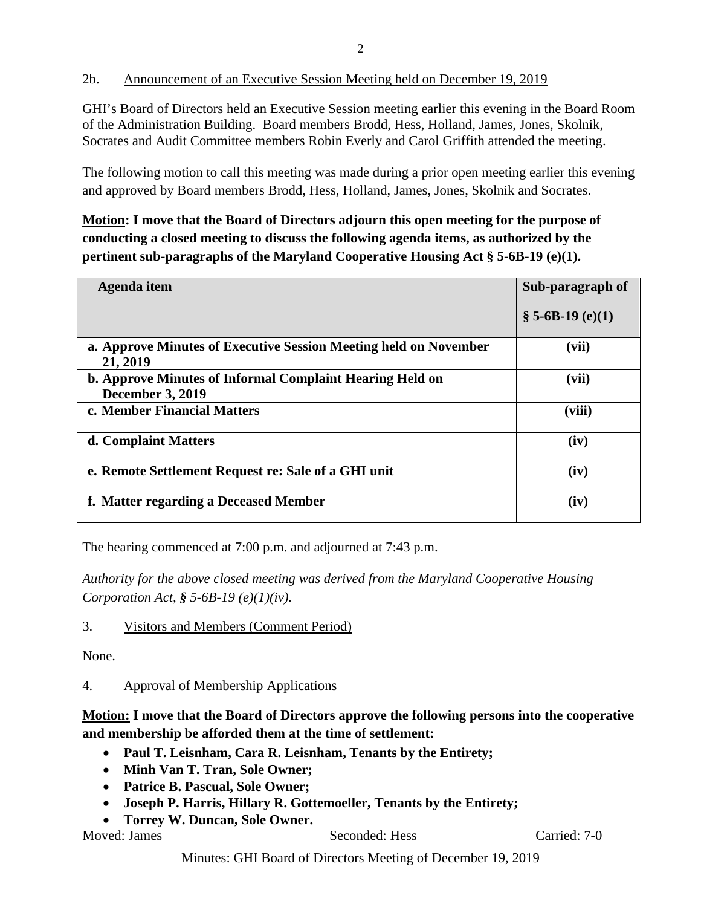2b. Announcement of an Executive Session Meeting held on December 19, 2019

GHI's Board of Directors held an Executive Session meeting earlier this evening in the Board Room of the Administration Building. Board members Brodd, Hess, Holland, James, Jones, Skolnik, Socrates and Audit Committee members Robin Everly and Carol Griffith attended the meeting.

The following motion to call this meeting was made during a prior open meeting earlier this evening and approved by Board members Brodd, Hess, Holland, James, Jones, Skolnik and Socrates.

**Motion: I move that the Board of Directors adjourn this open meeting for the purpose of conducting a closed meeting to discuss the following agenda items, as authorized by the pertinent sub-paragraphs of the Maryland Cooperative Housing Act § 5-6B-19 (e)(1).**

| Agenda item | Sub-paragraph of § 5-6B-19 (e)(1) |
|---|---|
| **a. Approve Minutes of Executive Session Meeting held on November 21, 2019** | **(vii)** |
| **b. Approve Minutes of Informal Complaint Hearing Held on December 3, 2019** | **(vii)** |
| **c. Member Financial Matters** | **(viii)** |
| **d. Complaint Matters** | **(iv)** |
| **e. Remote Settlement Request re: Sale of a GHI unit** | **(iv)** |
| **f. Matter regarding a Deceased Member** | **(iv)** |

The hearing commenced at 7:00 p.m. and adjourned at 7:43 p.m.

*Authority for the above closed meeting was derived from the Maryland Cooperative Housing Corporation Act, § 5-6B-19 (e)(1)(iv).*

3. Visitors and Members (Comment Period)

None.

4. Approval of Membership Applications

**Motion: I move that the Board of Directors approve the following persons into the cooperative and membership be afforded them at the time of settlement:**

- **Paul T. Leisnham, Cara R. Leisnham, Tenants by the Entirety;**
- **Minh Van T. Tran, Sole Owner;**
- **Patrice B. Pascual, Sole Owner;**
- **Joseph P. Harris, Hillary R. Gottemoeller, Tenants by the Entirety;**
- **Torrey W. Duncan, Sole Owner.**

Moved: James    Seconded: Hess    Carried: 7-0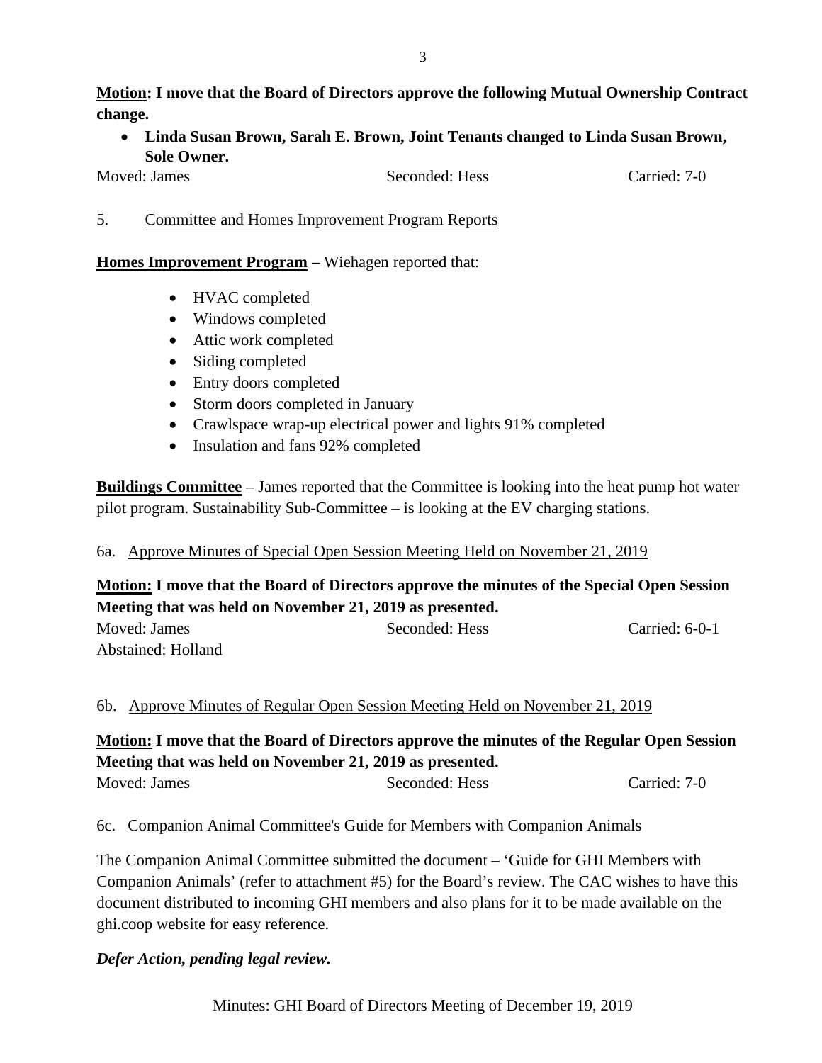**<u>Motion</u>: I move that the Board of Directors approve the following Mutual Ownership Contract change.**

- **Linda Susan Brown, Sarah E. Brown, Joint Tenants changed to Linda Susan Brown, Sole Owner.**

Moved: James Seconded: Hess Carried: 7-0

5. <u>Committee and Homes Improvement Program Reports</u>

**<u>Homes Improvement Program</u> –** Wiehagen reported that:

- HVAC completed
- Windows completed
- Attic work completed
- Siding completed
- Entry doors completed
- Storm doors completed in January
- Crawlspace wrap-up electrical power and lights 91% completed
- Insulation and fans 92% completed

**<u>Buildings Committee</u>** – James reported that the Committee is looking into the heat pump hot water pilot program. Sustainability Sub-Committee – is looking at the EV charging stations.

6a. <u>Approve Minutes of Special Open Session Meeting Held on November 21, 2019</u>

**<u>Motion:</u> I move that the Board of Directors approve the minutes of the Special Open Session Meeting that was held on November 21, 2019 as presented.**

Moved: James Seconded: Hess Carried: 6-0-1
Abstained: Holland

6b. <u>Approve Minutes of Regular Open Session Meeting Held on November 21, 2019</u>

**<u>Motion:</u> I move that the Board of Directors approve the minutes of the Regular Open Session Meeting that was held on November 21, 2019 as presented.**

Moved: James Seconded: Hess Carried: 7-0

6c. <u>Companion Animal Committee's Guide for Members with Companion Animals</u>

The Companion Animal Committee submitted the document – 'Guide for GHI Members with Companion Animals' (refer to attachment #5) for the Board's review. The CAC wishes to have this document distributed to incoming GHI members and also plans for it to be made available on the ghi.coop website for easy reference.

***Defer Action, pending legal review.***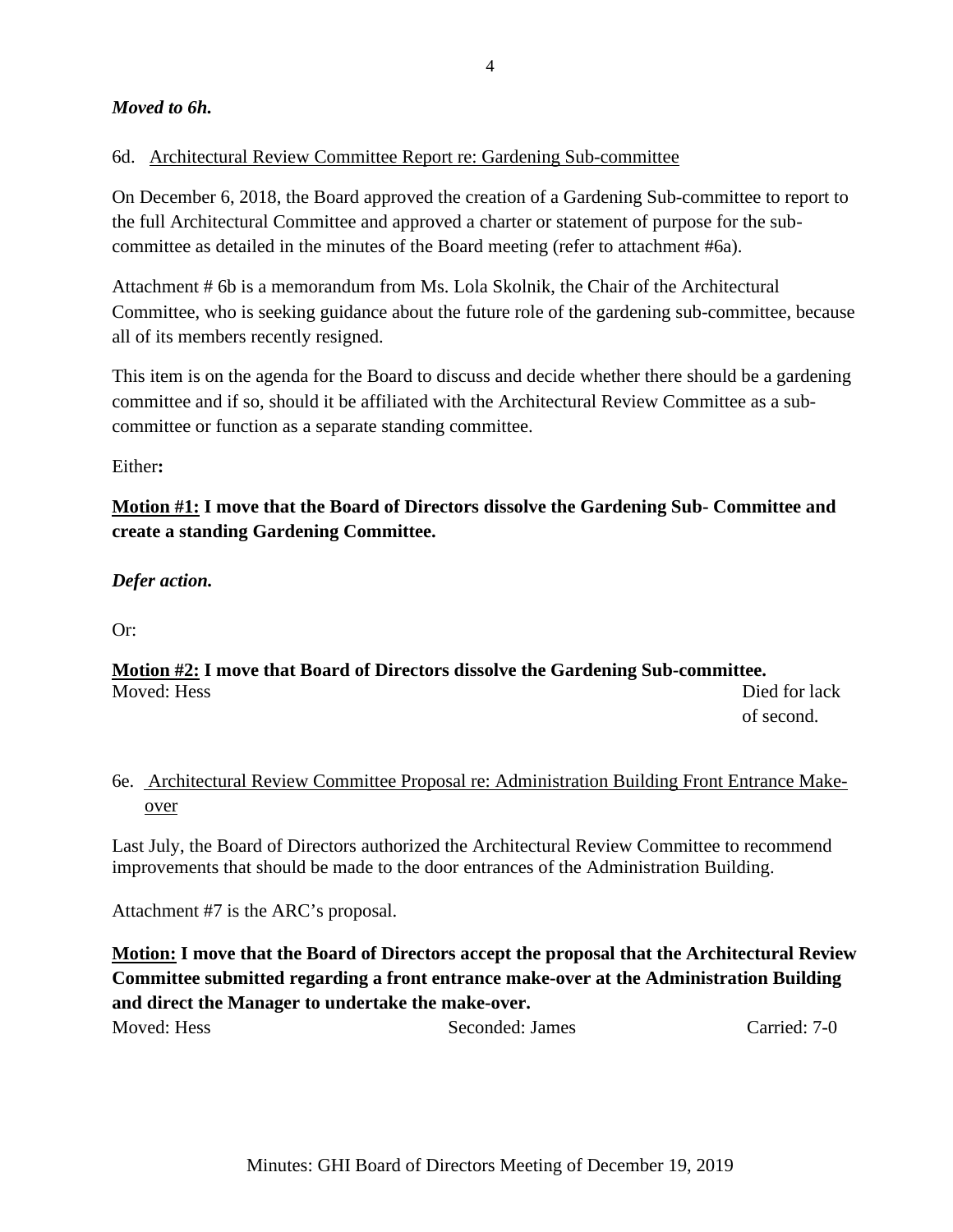***Moved to 6h.***

6d. Architectural Review Committee Report re: Gardening Sub-committee

On December 6, 2018, the Board approved the creation of a Gardening Sub-committee to report to the full Architectural Committee and approved a charter or statement of purpose for the sub-committee as detailed in the minutes of the Board meeting (refer to attachment #6a).

Attachment # 6b is a memorandum from Ms. Lola Skolnik, the Chair of the Architectural Committee, who is seeking guidance about the future role of the gardening sub-committee, because all of its members recently resigned.

This item is on the agenda for the Board to discuss and decide whether there should be a gardening committee and if so, should it be affiliated with the Architectural Review Committee as a sub-committee or function as a separate standing committee.

Either:

**Motion #1: I move that the Board of Directors dissolve the Gardening Sub- Committee and create a standing Gardening Committee.**

***Defer action.***

Or:

**Motion #2: I move that Board of Directors dissolve the Gardening Sub-committee.**

Moved: Hess — Died for lack of second.

6e. Architectural Review Committee Proposal re: Administration Building Front Entrance Make-over

Last July, the Board of Directors authorized the Architectural Review Committee to recommend improvements that should be made to the door entrances of the Administration Building.

Attachment #7 is the ARC's proposal.

**Motion: I move that the Board of Directors accept the proposal that the Architectural Review Committee submitted regarding a front entrance make-over at the Administration Building and direct the Manager to undertake the make-over.**

Moved: Hess — Seconded: James — Carried: 7-0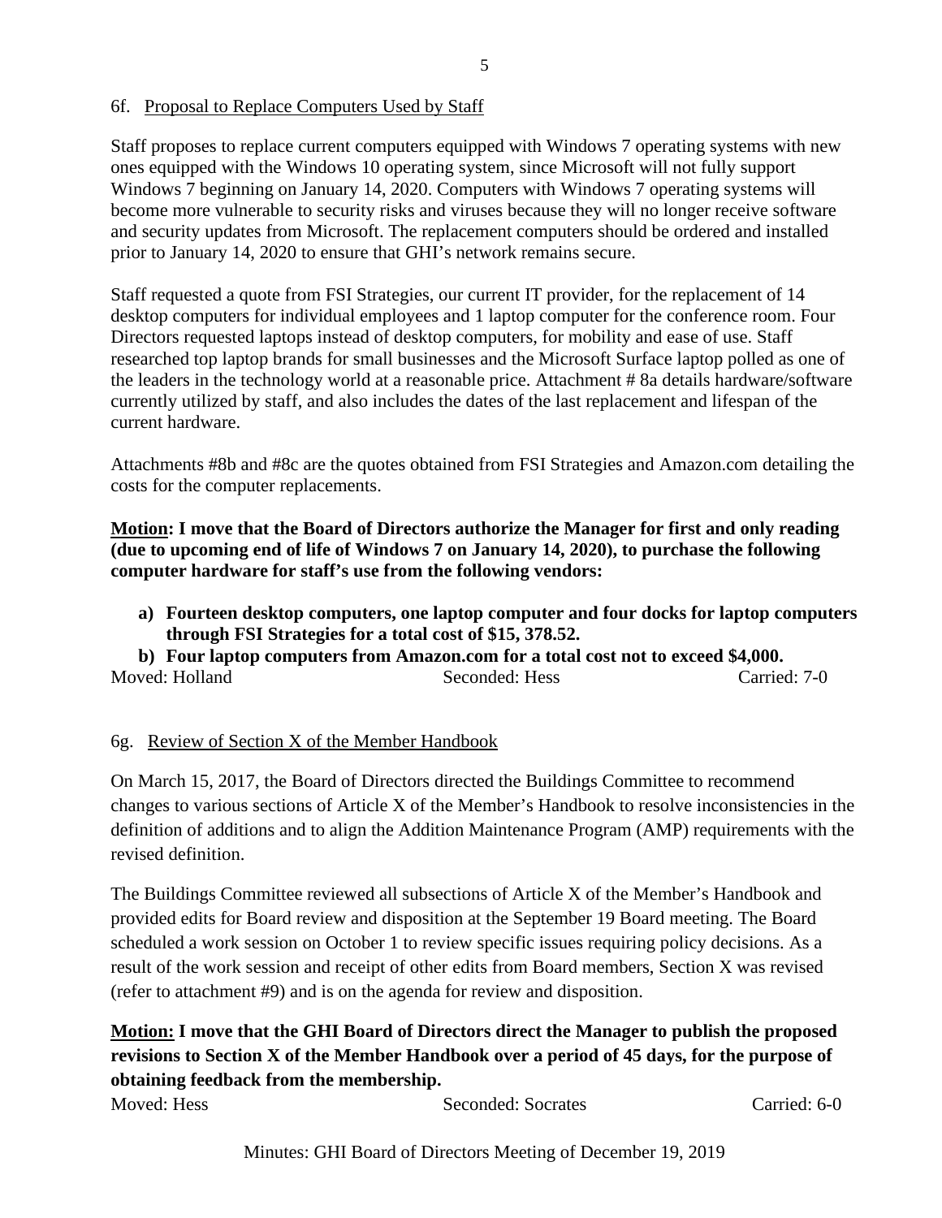6f. Proposal to Replace Computers Used by Staff

Staff proposes to replace current computers equipped with Windows 7 operating systems with new ones equipped with the Windows 10 operating system, since Microsoft will not fully support Windows 7 beginning on January 14, 2020. Computers with Windows 7 operating systems will become more vulnerable to security risks and viruses because they will no longer receive software and security updates from Microsoft. The replacement computers should be ordered and installed prior to January 14, 2020 to ensure that GHI's network remains secure.

Staff requested a quote from FSI Strategies, our current IT provider, for the replacement of 14 desktop computers for individual employees and 1 laptop computer for the conference room. Four Directors requested laptops instead of desktop computers, for mobility and ease of use. Staff researched top laptop brands for small businesses and the Microsoft Surface laptop polled as one of the leaders in the technology world at a reasonable price. Attachment # 8a details hardware/software currently utilized by staff, and also includes the dates of the last replacement and lifespan of the current hardware.

Attachments #8b and #8c are the quotes obtained from FSI Strategies and Amazon.com detailing the costs for the computer replacements.

**Motion: I move that the Board of Directors authorize the Manager for first and only reading (due to upcoming end of life of Windows 7 on January 14, 2020), to purchase the following computer hardware for staff's use from the following vendors:**

**a) Fourteen desktop computers, one laptop computer and four docks for laptop computers through FSI Strategies for a total cost of $15, 378.52.**

**b) Four laptop computers from Amazon.com for a total cost not to exceed $4,000.**

Moved: Holland Seconded: Hess Carried: 7-0

6g. Review of Section X of the Member Handbook

On March 15, 2017, the Board of Directors directed the Buildings Committee to recommend changes to various sections of Article X of the Member's Handbook to resolve inconsistencies in the definition of additions and to align the Addition Maintenance Program (AMP) requirements with the revised definition.

The Buildings Committee reviewed all subsections of Article X of the Member's Handbook and provided edits for Board review and disposition at the September 19 Board meeting. The Board scheduled a work session on October 1 to review specific issues requiring policy decisions. As a result of the work session and receipt of other edits from Board members, Section X was revised (refer to attachment #9) and is on the agenda for review and disposition.

**Motion: I move that the GHI Board of Directors direct the Manager to publish the proposed revisions to Section X of the Member Handbook over a period of 45 days, for the purpose of obtaining feedback from the membership.**

Moved: Hess Seconded: Socrates Carried: 6-0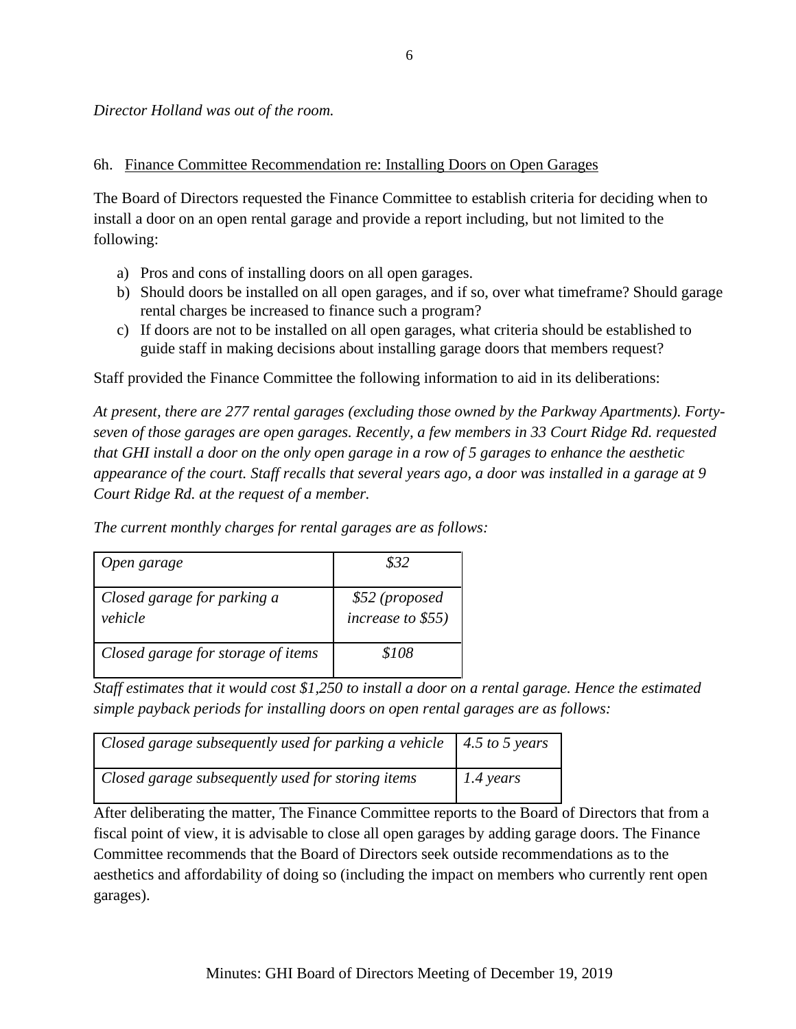*Director Holland was out of the room.*

6h. Finance Committee Recommendation re: Installing Doors on Open Garages

The Board of Directors requested the Finance Committee to establish criteria for deciding when to install a door on an open rental garage and provide a report including, but not limited to the following:

a) Pros and cons of installing doors on all open garages.
b) Should doors be installed on all open garages, and if so, over what timeframe? Should garage rental charges be increased to finance such a program?
c) If doors are not to be installed on all open garages, what criteria should be established to guide staff in making decisions about installing garage doors that members request?

Staff provided the Finance Committee the following information to aid in its deliberations:

*At present, there are 277 rental garages (excluding those owned by the Parkway Apartments). Forty-seven of those garages are open garages. Recently, a few members in 33 Court Ridge Rd. requested that GHI install a door on the only open garage in a row of 5 garages to enhance the aesthetic appearance of the court. Staff recalls that several years ago, a door was installed in a garage at 9 Court Ridge Rd. at the request of a member.*

*The current monthly charges for rental garages are as follows:*

| | |
|---|---|
| *Open garage* | *$32* |
| *Closed garage for parking a vehicle* | *$52 (proposed increase to $55)* |
| *Closed garage for storage of items* | *$108* |

*Staff estimates that it would cost $1,250 to install a door on a rental garage. Hence the estimated simple payback periods for installing doors on open rental garages are as follows:*

| | |
|---|---|
| *Closed garage subsequently used for parking a vehicle* | *4.5 to 5 years* |
| *Closed garage subsequently used for storing items* | *1.4 years* |

After deliberating the matter, The Finance Committee reports to the Board of Directors that from a fiscal point of view, it is advisable to close all open garages by adding garage doors. The Finance Committee recommends that the Board of Directors seek outside recommendations as to the aesthetics and affordability of doing so (including the impact on members who currently rent open garages).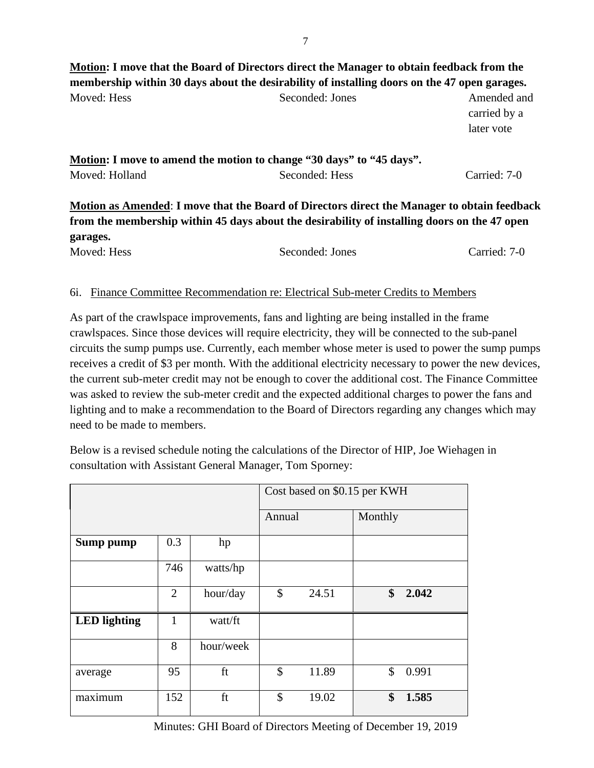**Motion: I move that the Board of Directors direct the Manager to obtain feedback from the membership within 30 days about the desirability of installing doors on the 47 open garages.**

Moved: Hess | Seconded: Jones | Amended and carried by a later vote

**Motion: I move to amend the motion to change "30 days" to "45 days".**

Moved: Holland | Seconded: Hess | Carried: 7-0

**Motion as Amended: I move that the Board of Directors direct the Manager to obtain feedback from the membership within 45 days about the desirability of installing doors on the 47 open garages.**

Moved: Hess | Seconded: Jones | Carried: 7-0

6i. Finance Committee Recommendation re: Electrical Sub-meter Credits to Members

As part of the crawlspace improvements, fans and lighting are being installed in the frame crawlspaces. Since those devices will require electricity, they will be connected to the sub-panel circuits the sump pumps use. Currently, each member whose meter is used to power the sump pumps receives a credit of $3 per month. With the additional electricity necessary to power the new devices, the current sub-meter credit may not be enough to cover the additional cost. The Finance Committee was asked to review the sub-meter credit and the expected additional charges to power the fans and lighting and to make a recommendation to the Board of Directors regarding any changes which may need to be made to members.

Below is a revised schedule noting the calculations of the Director of HIP, Joe Wiehagen in consultation with Assistant General Manager, Tom Sporney:

| | | | Cost based on $0.15 per KWH | |
|---|---|---|---|---|
| | | | Annual | Monthly |
| **Sump pump** | 0.3 | hp | | |
| | 746 | watts/hp | | |
| | 2 | hour/day | $ 24.51 | **$ 2.042** |
| **LED lighting** | 1 | watt/ft | | |
| | 8 | hour/week | | |
| average | 95 | ft | $ 11.89 | $ 0.991 |
| maximum | 152 | ft | $ 19.02 | **$ 1.585** |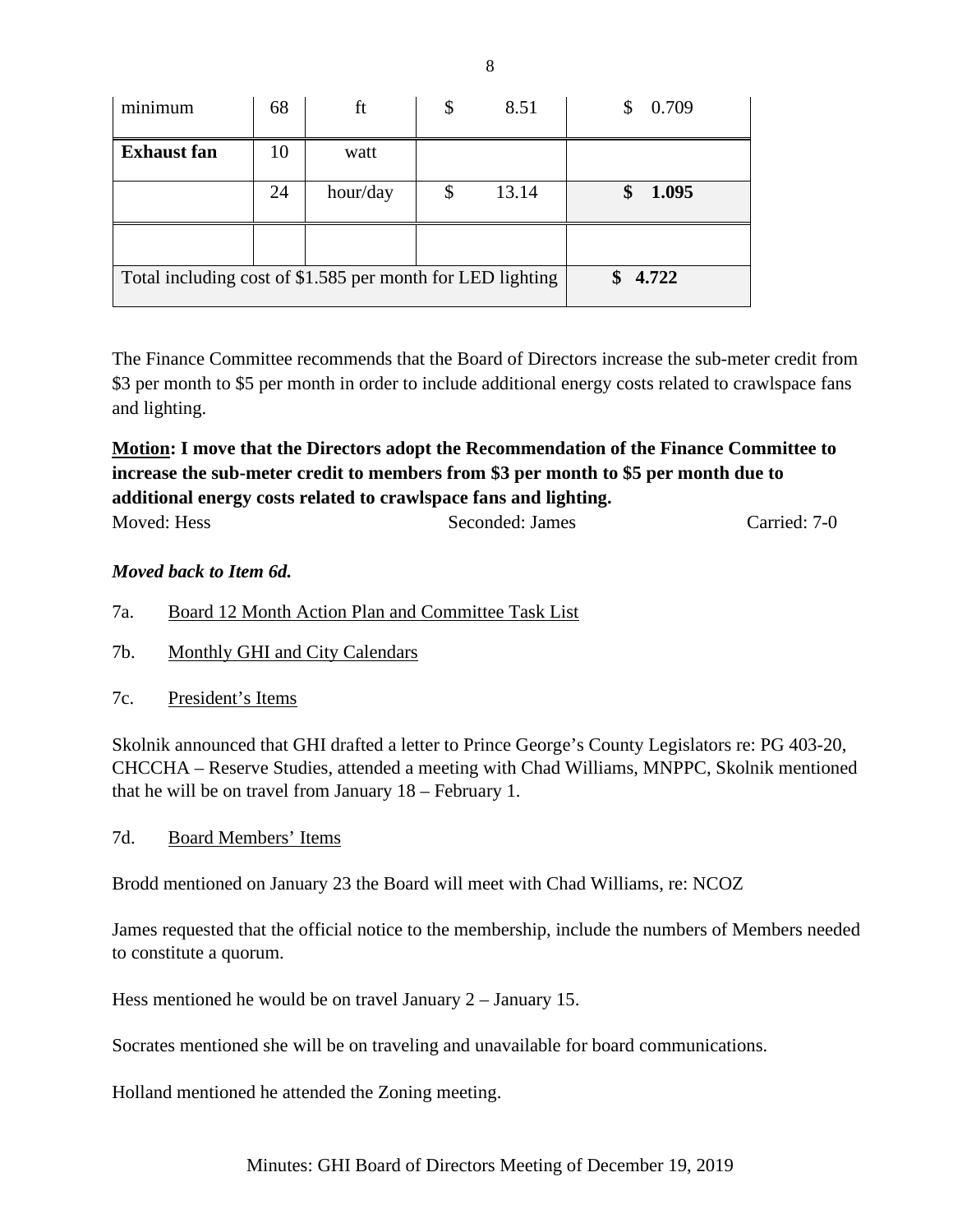| minimum | 68 | ft | $ 8.51 | $ 0.709 |
|---|---|---|---|---|
| **Exhaust fan** | 10 | watt | | |
| | 24 | hour/day | $ 13.14 | **$ 1.095** |
| | | | | |
| Total including cost of $1.585 per month for LED lighting | | | | **$ 4.722** |

The Finance Committee recommends that the Board of Directors increase the sub-meter credit from $3 per month to $5 per month in order to include additional energy costs related to crawlspace fans and lighting.

**<u>Motion</u>: I move that the Directors adopt the Recommendation of the Finance Committee to increase the sub-meter credit to members from $3 per month to $5 per month due to additional energy costs related to crawlspace fans and lighting.**

Moved: Hess Seconded: James Carried: 7-0

***Moved back to Item 6d.***

7a. <u>Board 12 Month Action Plan and Committee Task List</u>

7b. <u>Monthly GHI and City Calendars</u>

7c. <u>President's Items</u>

Skolnik announced that GHI drafted a letter to Prince George's County Legislators re: PG 403-20, CHCCHA – Reserve Studies, attended a meeting with Chad Williams, MNPPC, Skolnik mentioned that he will be on travel from January 18 – February 1.

7d. <u>Board Members' Items</u>

Brodd mentioned on January 23 the Board will meet with Chad Williams, re: NCOZ

James requested that the official notice to the membership, include the numbers of Members needed to constitute a quorum.

Hess mentioned he would be on travel January 2 – January 15.

Socrates mentioned she will be on traveling and unavailable for board communications.

Holland mentioned he attended the Zoning meeting.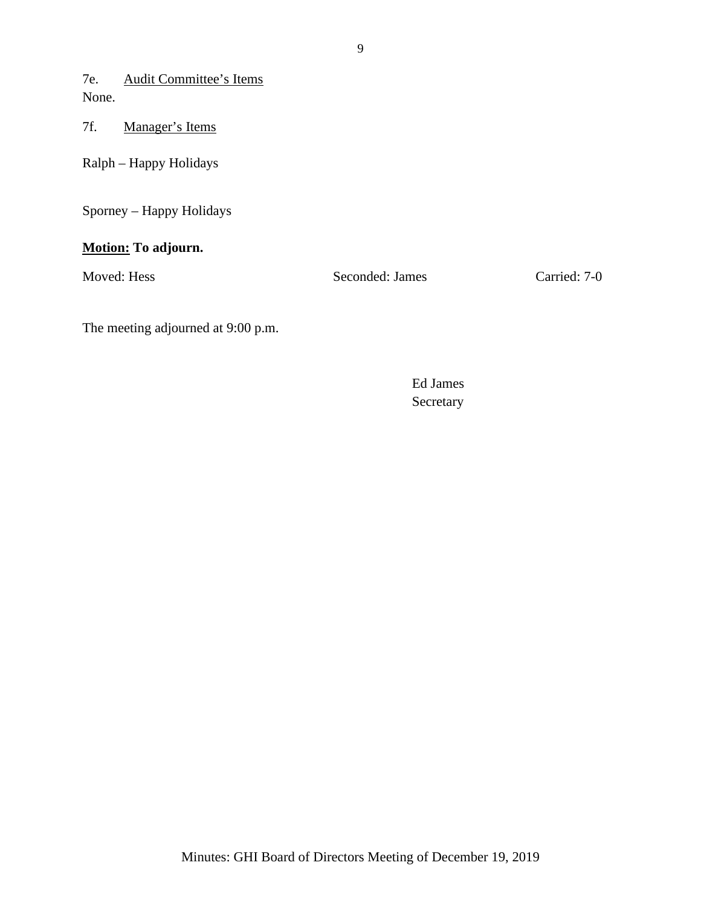7e. Audit Committee's Items

None.

7f. Manager's Items

Ralph – Happy Holidays

Sporney – Happy Holidays

**Motion: To adjourn.**

Moved: Hess Seconded: James Carried: 7-0

The meeting adjourned at 9:00 p.m.

Ed James
Secretary